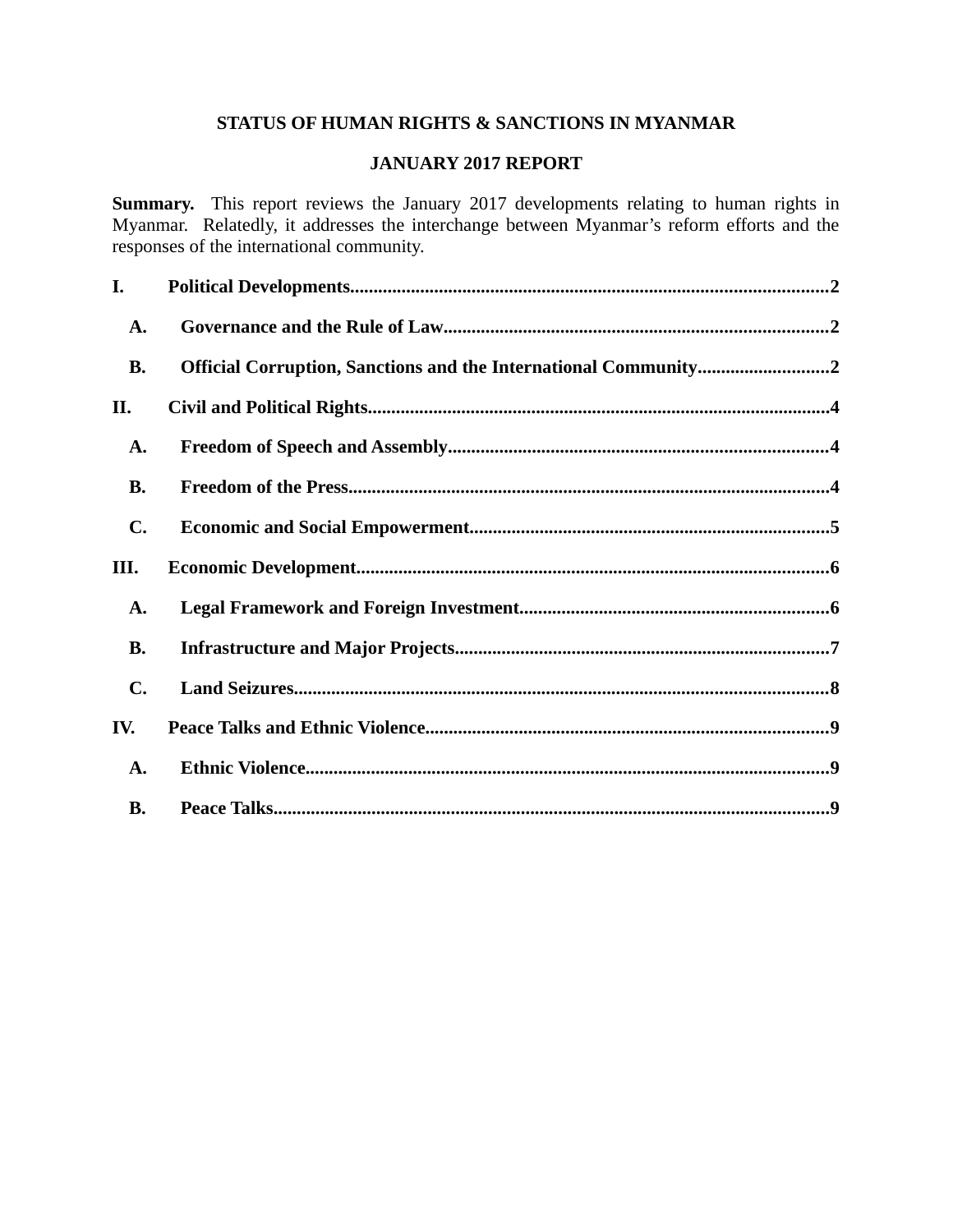# STATUS OF HUMAN RIGHTS & SANCTIONS IN MYANMAR

## JANUARY 2017 REPORT

**Summary.** This report reviews the January 2017 developments relating to human rights in Myanmar. Relatedly, it addresses the interchange between Myanmar's reform efforts and the responses of the international community.

**I. Political Developments....................2**

- **A. Governance and the Rule of Law....................2**
- **B. Official Corruption, Sanctions and the International Community....................2**

**II. Civil and Political Rights....................4**

- **A. Freedom of Speech and Assembly....................4**
- **B. Freedom of the Press....................4**
- **C. Economic and Social Empowerment....................5**

**III. Economic Development....................6**

- **A. Legal Framework and Foreign Investment....................6**
- **B. Infrastructure and Major Projects....................7**
- **C. Land Seizures....................8**

**IV. Peace Talks and Ethnic Violence....................9**

- **A. Ethnic Violence....................9**
- **B. Peace Talks....................9**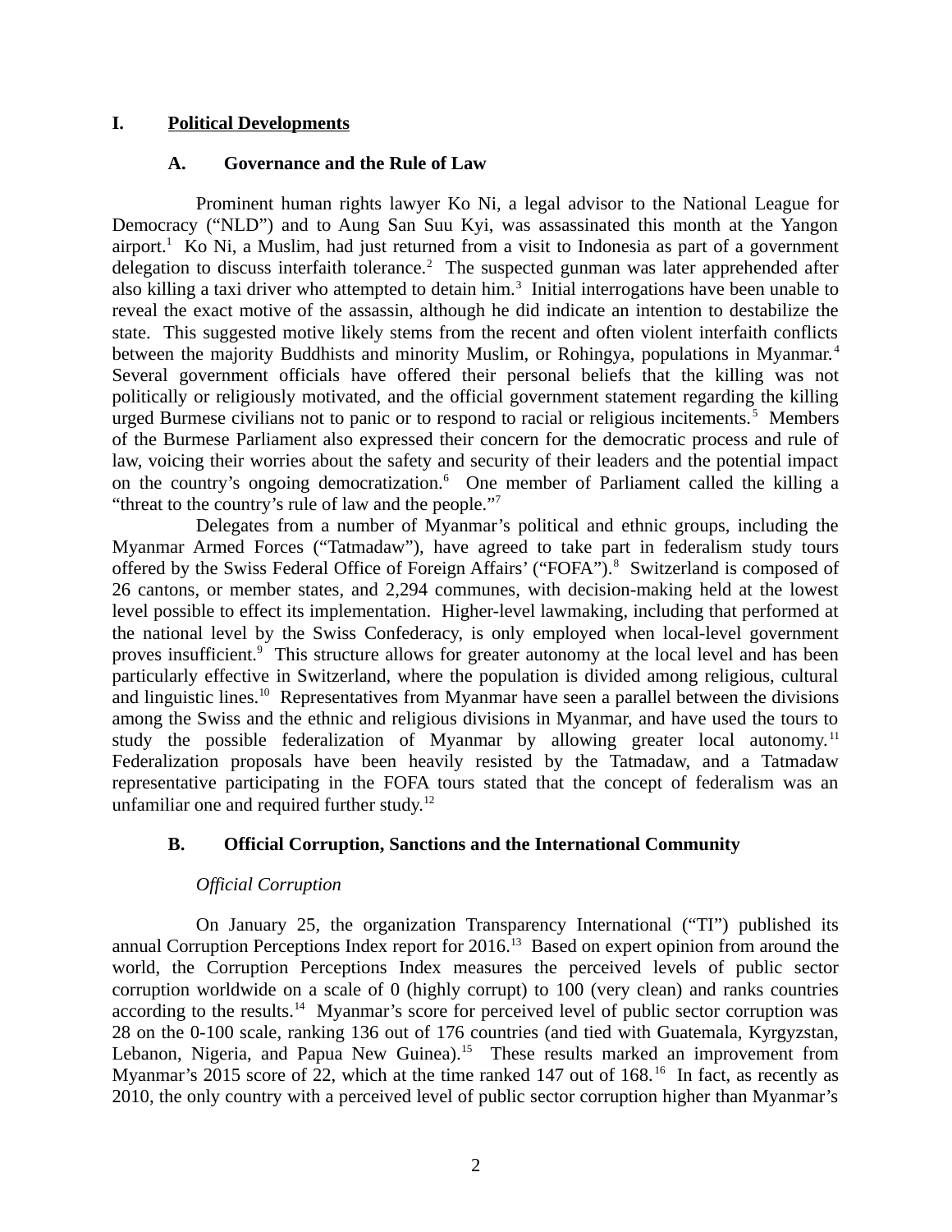# I. Political Developments

## A. Governance and the Rule of Law

Prominent human rights lawyer Ko Ni, a legal advisor to the National League for Democracy ("NLD") and to Aung San Suu Kyi, was assassinated this month at the Yangon airport.[1] Ko Ni, a Muslim, had just returned from a visit to Indonesia as part of a government delegation to discuss interfaith tolerance.[2] The suspected gunman was later apprehended after also killing a taxi driver who attempted to detain him.[3] Initial interrogations have been unable to reveal the exact motive of the assassin, although he did indicate an intention to destabilize the state. This suggested motive likely stems from the recent and often violent interfaith conflicts between the majority Buddhists and minority Muslim, or Rohingya, populations in Myanmar.[4] Several government officials have offered their personal beliefs that the killing was not politically or religiously motivated, and the official government statement regarding the killing urged Burmese civilians not to panic or to respond to racial or religious incitements.[5] Members of the Burmese Parliament also expressed their concern for the democratic process and rule of law, voicing their worries about the safety and security of their leaders and the potential impact on the country's ongoing democratization.[6] One member of Parliament called the killing a "threat to the country's rule of law and the people."[7]

Delegates from a number of Myanmar's political and ethnic groups, including the Myanmar Armed Forces ("Tatmadaw"), have agreed to take part in federalism study tours offered by the Swiss Federal Office of Foreign Affairs' ("FOFA").[8] Switzerland is composed of 26 cantons, or member states, and 2,294 communes, with decision-making held at the lowest level possible to effect its implementation. Higher-level lawmaking, including that performed at the national level by the Swiss Confederacy, is only employed when local-level government proves insufficient.[9] This structure allows for greater autonomy at the local level and has been particularly effective in Switzerland, where the population is divided among religious, cultural and linguistic lines.[10] Representatives from Myanmar have seen a parallel between the divisions among the Swiss and the ethnic and religious divisions in Myanmar, and have used the tours to study the possible federalization of Myanmar by allowing greater local autonomy.[11] Federalization proposals have been heavily resisted by the Tatmadaw, and a Tatmadaw representative participating in the FOFA tours stated that the concept of federalism was an unfamiliar one and required further study.[12]

## B. Official Corruption, Sanctions and the International Community

*Official Corruption*

On January 25, the organization Transparency International ("TI") published its annual Corruption Perceptions Index report for 2016.[13] Based on expert opinion from around the world, the Corruption Perceptions Index measures the perceived levels of public sector corruption worldwide on a scale of 0 (highly corrupt) to 100 (very clean) and ranks countries according to the results.[14] Myanmar's score for perceived level of public sector corruption was 28 on the 0-100 scale, ranking 136 out of 176 countries (and tied with Guatemala, Kyrgyzstan, Lebanon, Nigeria, and Papua New Guinea).[15] These results marked an improvement from Myanmar's 2015 score of 22, which at the time ranked 147 out of 168.[16] In fact, as recently as 2010, the only country with a perceived level of public sector corruption higher than Myanmar's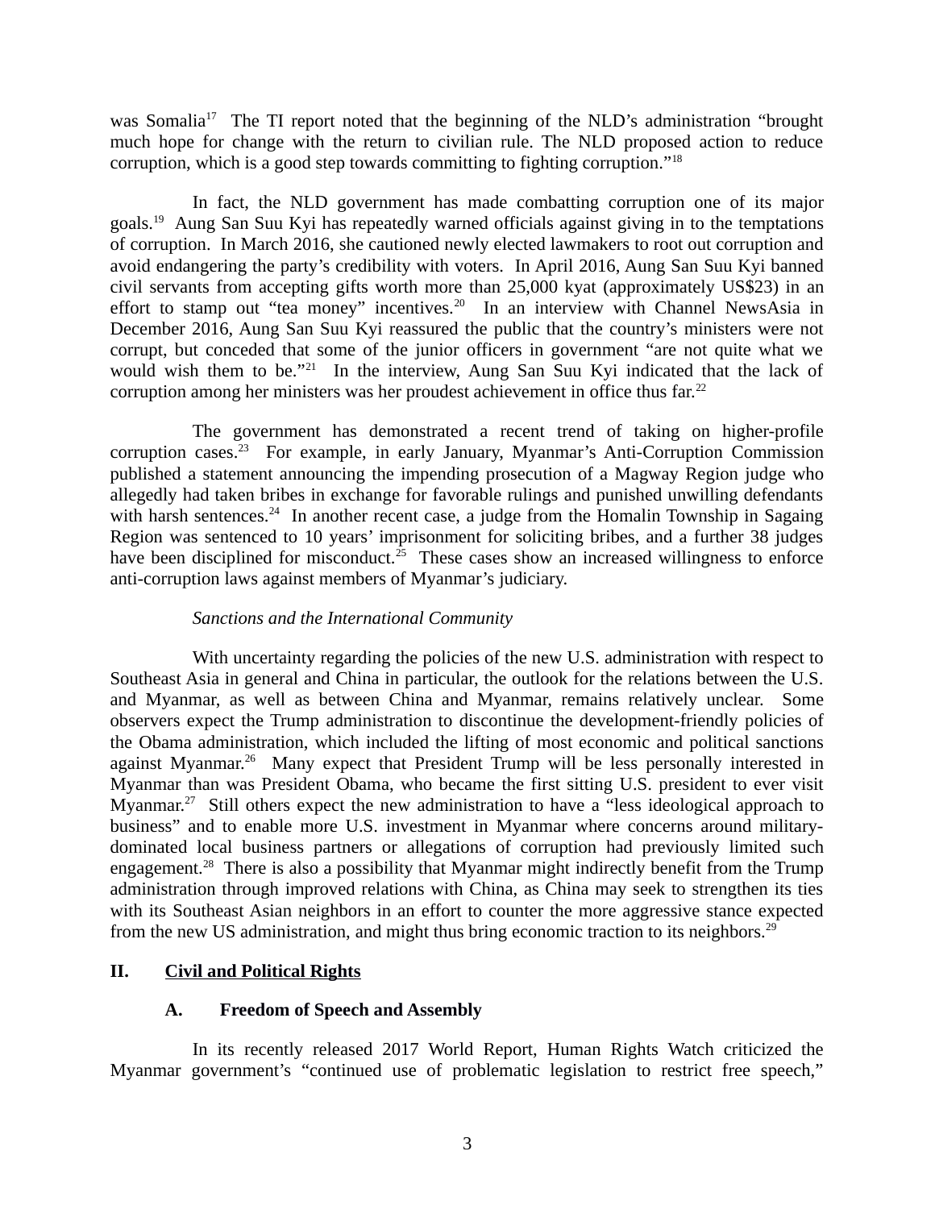was Somalia[17] The TI report noted that the beginning of the NLD's administration "brought much hope for change with the return to civilian rule. The NLD proposed action to reduce corruption, which is a good step towards committing to fighting corruption."[18]

In fact, the NLD government has made combatting corruption one of its major goals.[19] Aung San Suu Kyi has repeatedly warned officials against giving in to the temptations of corruption. In March 2016, she cautioned newly elected lawmakers to root out corruption and avoid endangering the party's credibility with voters. In April 2016, Aung San Suu Kyi banned civil servants from accepting gifts worth more than 25,000 kyat (approximately US$23) in an effort to stamp out "tea money" incentives.[20] In an interview with Channel NewsAsia in December 2016, Aung San Suu Kyi reassured the public that the country's ministers were not corrupt, but conceded that some of the junior officers in government "are not quite what we would wish them to be."[21] In the interview, Aung San Suu Kyi indicated that the lack of corruption among her ministers was her proudest achievement in office thus far.[22]

The government has demonstrated a recent trend of taking on higher-profile corruption cases.[23] For example, in early January, Myanmar's Anti-Corruption Commission published a statement announcing the impending prosecution of a Magway Region judge who allegedly had taken bribes in exchange for favorable rulings and punished unwilling defendants with harsh sentences.[24] In another recent case, a judge from the Homalin Township in Sagaing Region was sentenced to 10 years' imprisonment for soliciting bribes, and a further 38 judges have been disciplined for misconduct.[25] These cases show an increased willingness to enforce anti-corruption laws against members of Myanmar's judiciary.

*Sanctions and the International Community*

With uncertainty regarding the policies of the new U.S. administration with respect to Southeast Asia in general and China in particular, the outlook for the relations between the U.S. and Myanmar, as well as between China and Myanmar, remains relatively unclear. Some observers expect the Trump administration to discontinue the development-friendly policies of the Obama administration, which included the lifting of most economic and political sanctions against Myanmar.[26] Many expect that President Trump will be less personally interested in Myanmar than was President Obama, who became the first sitting U.S. president to ever visit Myanmar.[27] Still others expect the new administration to have a "less ideological approach to business" and to enable more U.S. investment in Myanmar where concerns around military-dominated local business partners or allegations of corruption had previously limited such engagement.[28] There is also a possibility that Myanmar might indirectly benefit from the Trump administration through improved relations with China, as China may seek to strengthen its ties with its Southeast Asian neighbors in an effort to counter the more aggressive stance expected from the new US administration, and might thus bring economic traction to its neighbors.[29]

## II. Civil and Political Rights

### A. Freedom of Speech and Assembly

In its recently released 2017 World Report, Human Rights Watch criticized the Myanmar government's "continued use of problematic legislation to restrict free speech,"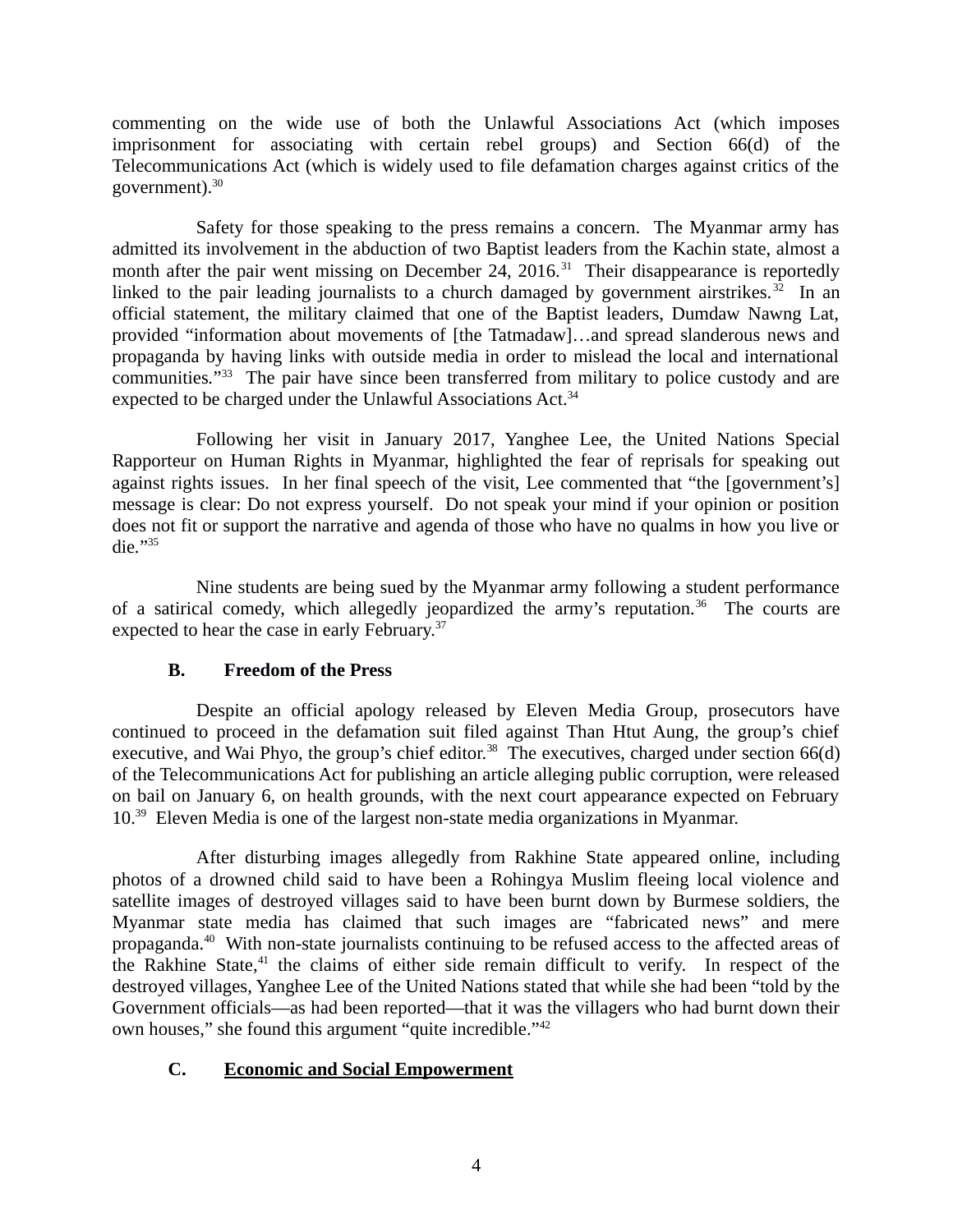commenting on the wide use of both the Unlawful Associations Act (which imposes imprisonment for associating with certain rebel groups) and Section 66(d) of the Telecommunications Act (which is widely used to file defamation charges against critics of the government).[30]

Safety for those speaking to the press remains a concern. The Myanmar army has admitted its involvement in the abduction of two Baptist leaders from the Kachin state, almost a month after the pair went missing on December 24, 2016.[31] Their disappearance is reportedly linked to the pair leading journalists to a church damaged by government airstrikes.[32] In an official statement, the military claimed that one of the Baptist leaders, Dumdaw Nawng Lat, provided "information about movements of [the Tatmadaw]…and spread slanderous news and propaganda by having links with outside media in order to mislead the local and international communities."[33] The pair have since been transferred from military to police custody and are expected to be charged under the Unlawful Associations Act.[34]

Following her visit in January 2017, Yanghee Lee, the United Nations Special Rapporteur on Human Rights in Myanmar, highlighted the fear of reprisals for speaking out against rights issues. In her final speech of the visit, Lee commented that "the [government's] message is clear: Do not express yourself. Do not speak your mind if your opinion or position does not fit or support the narrative and agenda of those who have no qualms in how you live or die."[35]

Nine students are being sued by the Myanmar army following a student performance of a satirical comedy, which allegedly jeopardized the army's reputation.[36] The courts are expected to hear the case in early February.[37]

### B. Freedom of the Press

Despite an official apology released by Eleven Media Group, prosecutors have continued to proceed in the defamation suit filed against Than Htut Aung, the group's chief executive, and Wai Phyo, the group's chief editor.[38] The executives, charged under section 66(d) of the Telecommunications Act for publishing an article alleging public corruption, were released on bail on January 6, on health grounds, with the next court appearance expected on February 10.[39] Eleven Media is one of the largest non-state media organizations in Myanmar.

After disturbing images allegedly from Rakhine State appeared online, including photos of a drowned child said to have been a Rohingya Muslim fleeing local violence and satellite images of destroyed villages said to have been burnt down by Burmese soldiers, the Myanmar state media has claimed that such images are "fabricated news" and mere propaganda.[40] With non-state journalists continuing to be refused access to the affected areas of the Rakhine State,[41] the claims of either side remain difficult to verify. In respect of the destroyed villages, Yanghee Lee of the United Nations stated that while she had been "told by the Government officials—as had been reported—that it was the villagers who had burnt down their own houses," she found this argument "quite incredible."[42]

### C. Economic and Social Empowerment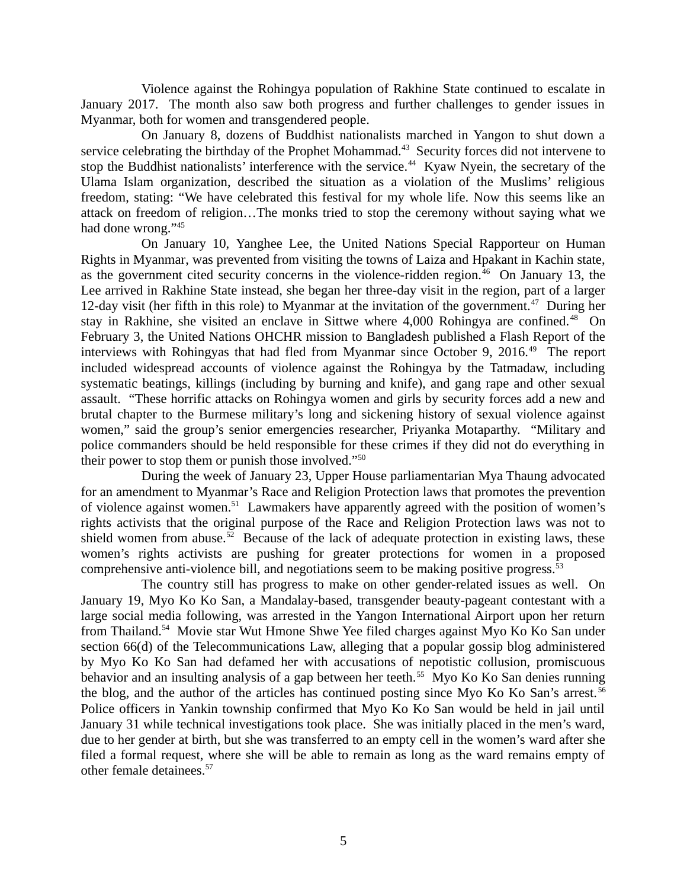Violence against the Rohingya population of Rakhine State continued to escalate in January 2017. The month also saw both progress and further challenges to gender issues in Myanmar, both for women and transgendered people.

On January 8, dozens of Buddhist nationalists marched in Yangon to shut down a service celebrating the birthday of the Prophet Mohammad.[43] Security forces did not intervene to stop the Buddhist nationalists' interference with the service.[44] Kyaw Nyein, the secretary of the Ulama Islam organization, described the situation as a violation of the Muslims' religious freedom, stating: "We have celebrated this festival for my whole life. Now this seems like an attack on freedom of religion…The monks tried to stop the ceremony without saying what we had done wrong."[45]

On January 10, Yanghee Lee, the United Nations Special Rapporteur on Human Rights in Myanmar, was prevented from visiting the towns of Laiza and Hpakant in Kachin state, as the government cited security concerns in the violence-ridden region.[46] On January 13, the Lee arrived in Rakhine State instead, she began her three-day visit in the region, part of a larger 12-day visit (her fifth in this role) to Myanmar at the invitation of the government.[47] During her stay in Rakhine, she visited an enclave in Sittwe where 4,000 Rohingya are confined.[48] On February 3, the United Nations OHCHR mission to Bangladesh published a Flash Report of the interviews with Rohingyas that had fled from Myanmar since October 9, 2016.[49] The report included widespread accounts of violence against the Rohingya by the Tatmadaw, including systematic beatings, killings (including by burning and knife), and gang rape and other sexual assault. "These horrific attacks on Rohingya women and girls by security forces add a new and brutal chapter to the Burmese military's long and sickening history of sexual violence against women," said the group's senior emergencies researcher, Priyanka Motaparthy. "Military and police commanders should be held responsible for these crimes if they did not do everything in their power to stop them or punish those involved."[50]

During the week of January 23, Upper House parliamentarian Mya Thaung advocated for an amendment to Myanmar's Race and Religion Protection laws that promotes the prevention of violence against women.[51] Lawmakers have apparently agreed with the position of women's rights activists that the original purpose of the Race and Religion Protection laws was not to shield women from abuse.[52] Because of the lack of adequate protection in existing laws, these women's rights activists are pushing for greater protections for women in a proposed comprehensive anti-violence bill, and negotiations seem to be making positive progress.[53]

The country still has progress to make on other gender-related issues as well. On January 19, Myo Ko Ko San, a Mandalay-based, transgender beauty-pageant contestant with a large social media following, was arrested in the Yangon International Airport upon her return from Thailand.[54] Movie star Wut Hmone Shwe Yee filed charges against Myo Ko Ko San under section 66(d) of the Telecommunications Law, alleging that a popular gossip blog administered by Myo Ko Ko San had defamed her with accusations of nepotistic collusion, promiscuous behavior and an insulting analysis of a gap between her teeth.[55] Myo Ko Ko San denies running the blog, and the author of the articles has continued posting since Myo Ko Ko San's arrest.[56] Police officers in Yankin township confirmed that Myo Ko Ko San would be held in jail until January 31 while technical investigations took place. She was initially placed in the men's ward, due to her gender at birth, but she was transferred to an empty cell in the women's ward after she filed a formal request, where she will be able to remain as long as the ward remains empty of other female detainees.[57]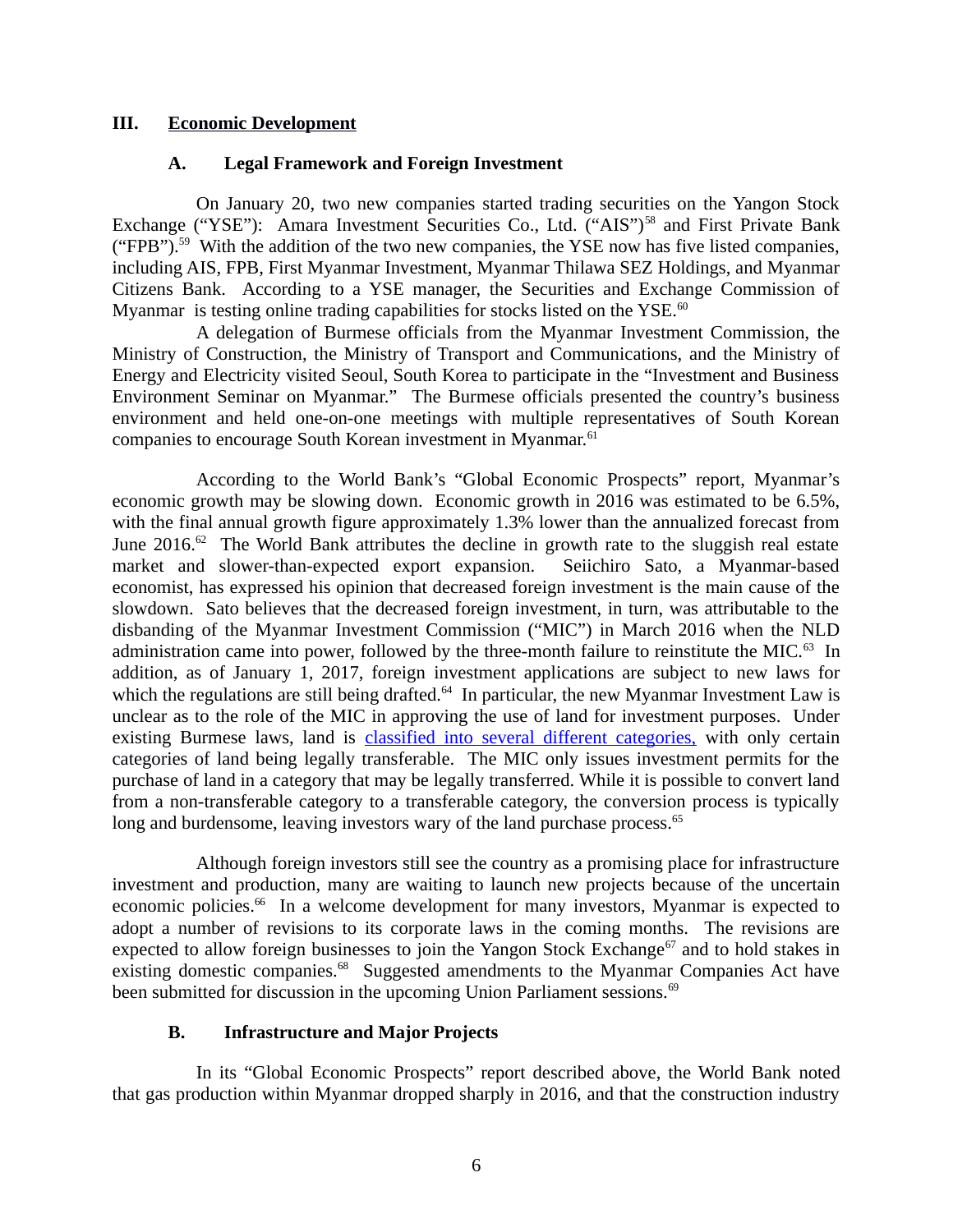## III. Economic Development

### A. Legal Framework and Foreign Investment

On January 20, two new companies started trading securities on the Yangon Stock Exchange ("YSE"): Amara Investment Securities Co., Ltd. ("AIS")[58] and First Private Bank ("FPB").[59] With the addition of the two new companies, the YSE now has five listed companies, including AIS, FPB, First Myanmar Investment, Myanmar Thilawa SEZ Holdings, and Myanmar Citizens Bank. According to a YSE manager, the Securities and Exchange Commission of Myanmar is testing online trading capabilities for stocks listed on the YSE.[60]

A delegation of Burmese officials from the Myanmar Investment Commission, the Ministry of Construction, the Ministry of Transport and Communications, and the Ministry of Energy and Electricity visited Seoul, South Korea to participate in the "Investment and Business Environment Seminar on Myanmar." The Burmese officials presented the country's business environment and held one-on-one meetings with multiple representatives of South Korean companies to encourage South Korean investment in Myanmar.[61]

According to the World Bank's "Global Economic Prospects" report, Myanmar's economic growth may be slowing down. Economic growth in 2016 was estimated to be 6.5%, with the final annual growth figure approximately 1.3% lower than the annualized forecast from June 2016.[62] The World Bank attributes the decline in growth rate to the sluggish real estate market and slower-than-expected export expansion. Seiichiro Sato, a Myanmar-based economist, has expressed his opinion that decreased foreign investment is the main cause of the slowdown. Sato believes that the decreased foreign investment, in turn, was attributable to the disbanding of the Myanmar Investment Commission ("MIC") in March 2016 when the NLD administration came into power, followed by the three-month failure to reinstitute the MIC.[63] In addition, as of January 1, 2017, foreign investment applications are subject to new laws for which the regulations are still being drafted.[64] In particular, the new Myanmar Investment Law is unclear as to the role of the MIC in approving the use of land for investment purposes. Under existing Burmese laws, land is classified into several different categories, with only certain categories of land being legally transferable. The MIC only issues investment permits for the purchase of land in a category that may be legally transferred. While it is possible to convert land from a non-transferable category to a transferable category, the conversion process is typically long and burdensome, leaving investors wary of the land purchase process.[65]

Although foreign investors still see the country as a promising place for infrastructure investment and production, many are waiting to launch new projects because of the uncertain economic policies.[66] In a welcome development for many investors, Myanmar is expected to adopt a number of revisions to its corporate laws in the coming months. The revisions are expected to allow foreign businesses to join the Yangon Stock Exchange[67] and to hold stakes in existing domestic companies.[68] Suggested amendments to the Myanmar Companies Act have been submitted for discussion in the upcoming Union Parliament sessions.[69]

### B. Infrastructure and Major Projects

In its "Global Economic Prospects" report described above, the World Bank noted that gas production within Myanmar dropped sharply in 2016, and that the construction industry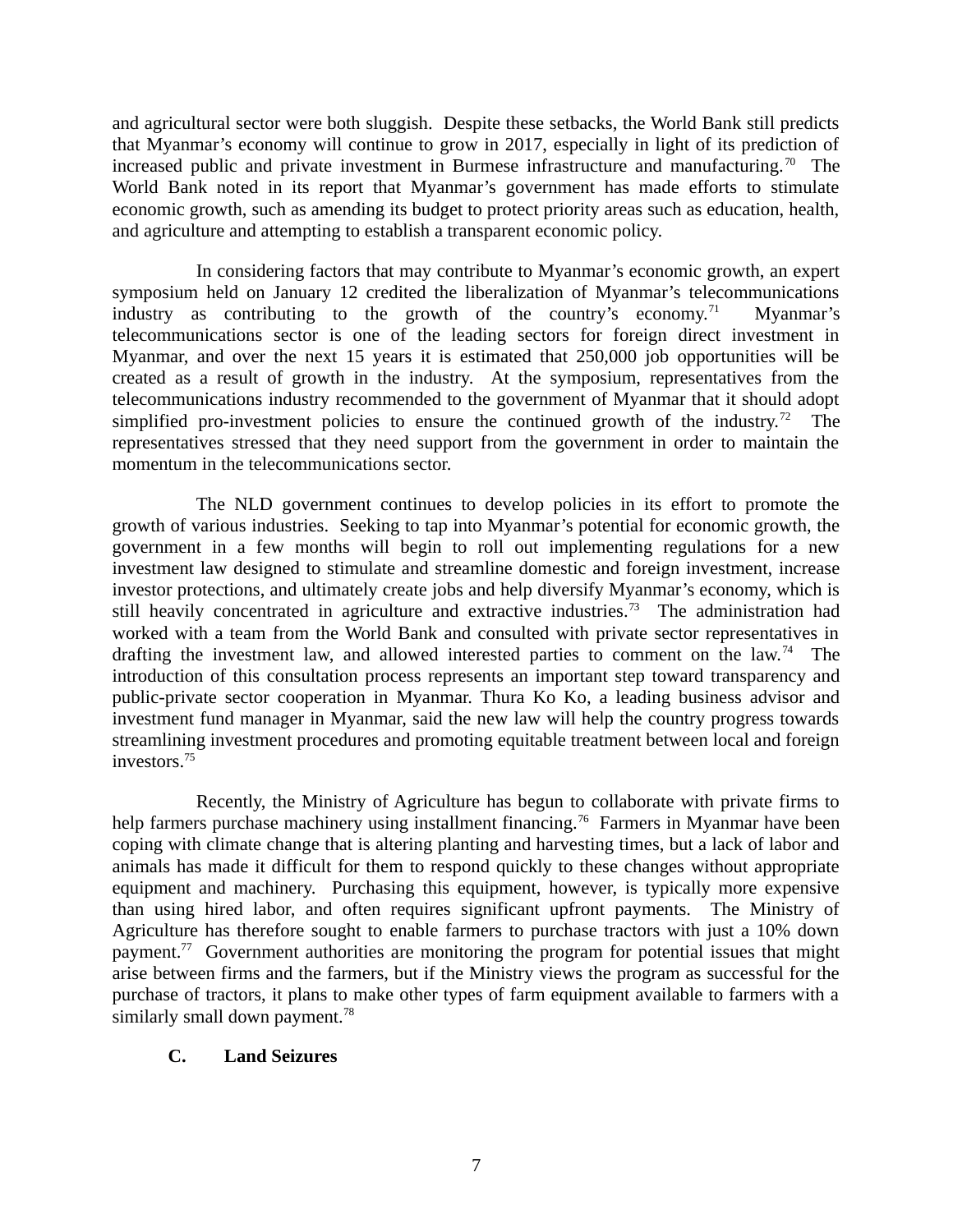and agricultural sector were both sluggish. Despite these setbacks, the World Bank still predicts that Myanmar's economy will continue to grow in 2017, especially in light of its prediction of increased public and private investment in Burmese infrastructure and manufacturing.[70] The World Bank noted in its report that Myanmar's government has made efforts to stimulate economic growth, such as amending its budget to protect priority areas such as education, health, and agriculture and attempting to establish a transparent economic policy.

In considering factors that may contribute to Myanmar's economic growth, an expert symposium held on January 12 credited the liberalization of Myanmar's telecommunications industry as contributing to the growth of the country's economy.[71] Myanmar's telecommunications sector is one of the leading sectors for foreign direct investment in Myanmar, and over the next 15 years it is estimated that 250,000 job opportunities will be created as a result of growth in the industry. At the symposium, representatives from the telecommunications industry recommended to the government of Myanmar that it should adopt simplified pro-investment policies to ensure the continued growth of the industry.[72] The representatives stressed that they need support from the government in order to maintain the momentum in the telecommunications sector.

The NLD government continues to develop policies in its effort to promote the growth of various industries. Seeking to tap into Myanmar's potential for economic growth, the government in a few months will begin to roll out implementing regulations for a new investment law designed to stimulate and streamline domestic and foreign investment, increase investor protections, and ultimately create jobs and help diversify Myanmar's economy, which is still heavily concentrated in agriculture and extractive industries.[73] The administration had worked with a team from the World Bank and consulted with private sector representatives in drafting the investment law, and allowed interested parties to comment on the law.[74] The introduction of this consultation process represents an important step toward transparency and public-private sector cooperation in Myanmar. Thura Ko Ko, a leading business advisor and investment fund manager in Myanmar, said the new law will help the country progress towards streamlining investment procedures and promoting equitable treatment between local and foreign investors.[75]

Recently, the Ministry of Agriculture has begun to collaborate with private firms to help farmers purchase machinery using installment financing.[76] Farmers in Myanmar have been coping with climate change that is altering planting and harvesting times, but a lack of labor and animals has made it difficult for them to respond quickly to these changes without appropriate equipment and machinery. Purchasing this equipment, however, is typically more expensive than using hired labor, and often requires significant upfront payments. The Ministry of Agriculture has therefore sought to enable farmers to purchase tractors with just a 10% down payment.[77] Government authorities are monitoring the program for potential issues that might arise between firms and the farmers, but if the Ministry views the program as successful for the purchase of tractors, it plans to make other types of farm equipment available to farmers with a similarly small down payment.[78]

### C. Land Seizures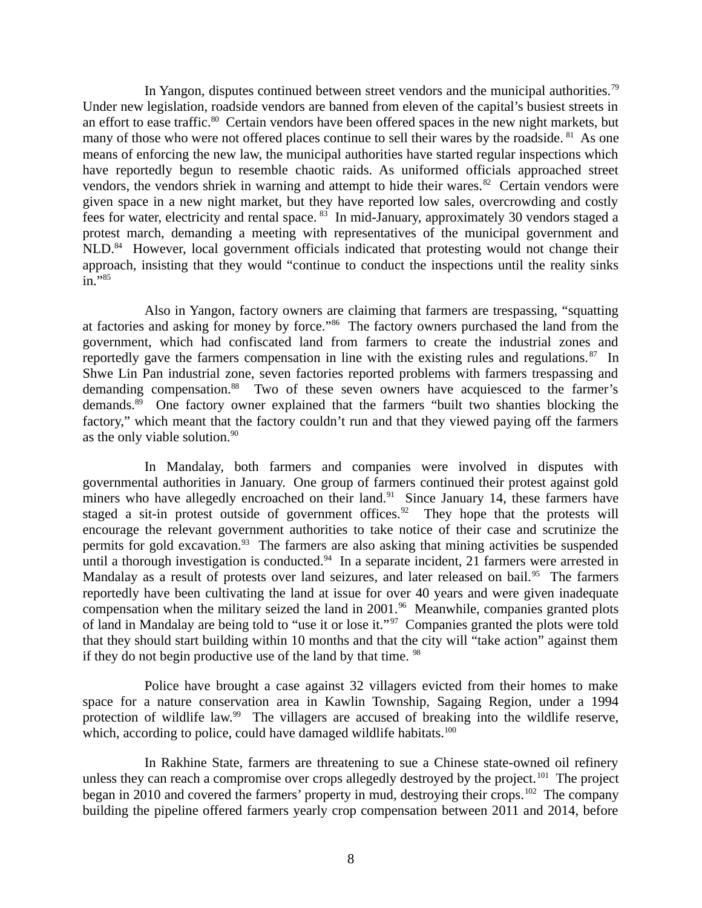In Yangon, disputes continued between street vendors and the municipal authorities.[79] Under new legislation, roadside vendors are banned from eleven of the capital's busiest streets in an effort to ease traffic.[80] Certain vendors have been offered spaces in the new night markets, but many of those who were not offered places continue to sell their wares by the roadside.[81] As one means of enforcing the new law, the municipal authorities have started regular inspections which have reportedly begun to resemble chaotic raids. As uniformed officials approached street vendors, the vendors shriek in warning and attempt to hide their wares.[82] Certain vendors were given space in a new night market, but they have reported low sales, overcrowding and costly fees for water, electricity and rental space.[83] In mid-January, approximately 30 vendors staged a protest march, demanding a meeting with representatives of the municipal government and NLD.[84] However, local government officials indicated that protesting would not change their approach, insisting that they would "continue to conduct the inspections until the reality sinks in."[85]

Also in Yangon, factory owners are claiming that farmers are trespassing, "squatting at factories and asking for money by force."[86] The factory owners purchased the land from the government, which had confiscated land from farmers to create the industrial zones and reportedly gave the farmers compensation in line with the existing rules and regulations.[87] In Shwe Lin Pan industrial zone, seven factories reported problems with farmers trespassing and demanding compensation.[88] Two of these seven owners have acquiesced to the farmer's demands.[89] One factory owner explained that the farmers "built two shanties blocking the factory," which meant that the factory couldn't run and that they viewed paying off the farmers as the only viable solution.[90]

In Mandalay, both farmers and companies were involved in disputes with governmental authorities in January. One group of farmers continued their protest against gold miners who have allegedly encroached on their land.[91] Since January 14, these farmers have staged a sit-in protest outside of government offices.[92] They hope that the protests will encourage the relevant government authorities to take notice of their case and scrutinize the permits for gold excavation.[93] The farmers are also asking that mining activities be suspended until a thorough investigation is conducted.[94] In a separate incident, 21 farmers were arrested in Mandalay as a result of protests over land seizures, and later released on bail.[95] The farmers reportedly have been cultivating the land at issue for over 40 years and were given inadequate compensation when the military seized the land in 2001.[96] Meanwhile, companies granted plots of land in Mandalay are being told to "use it or lose it."[97] Companies granted the plots were told that they should start building within 10 months and that the city will "take action" against them if they do not begin productive use of the land by that time.[98]

Police have brought a case against 32 villagers evicted from their homes to make space for a nature conservation area in Kawlin Township, Sagaing Region, under a 1994 protection of wildlife law.[99] The villagers are accused of breaking into the wildlife reserve, which, according to police, could have damaged wildlife habitats.[100]

In Rakhine State, farmers are threatening to sue a Chinese state-owned oil refinery unless they can reach a compromise over crops allegedly destroyed by the project.[101] The project began in 2010 and covered the farmers' property in mud, destroying their crops.[102] The company building the pipeline offered farmers yearly crop compensation between 2011 and 2014, before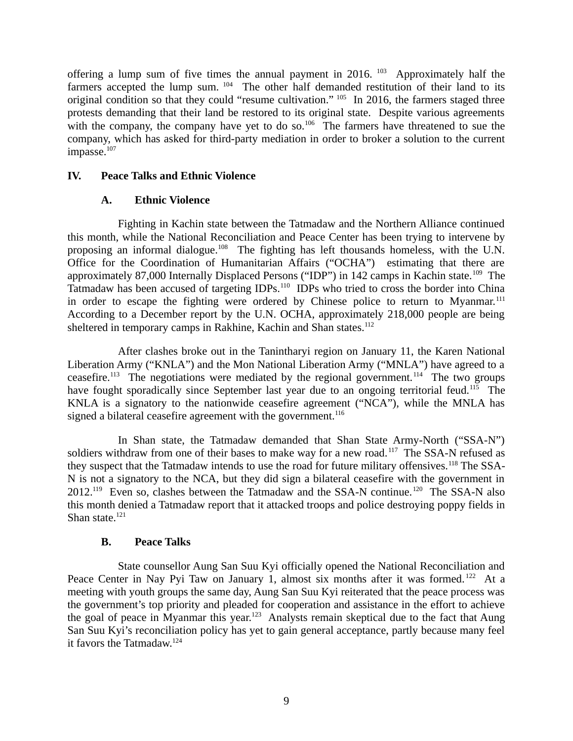offering a lump sum of five times the annual payment in 2016. [103] Approximately half the farmers accepted the lump sum. [104] The other half demanded restitution of their land to its original condition so that they could "resume cultivation." [105] In 2016, the farmers staged three protests demanding that their land be restored to its original state. Despite various agreements with the company, the company have yet to do so.[106] The farmers have threatened to sue the company, which has asked for third-party mediation in order to broker a solution to the current impasse.[107]

## IV. Peace Talks and Ethnic Violence

### A. Ethnic Violence

Fighting in Kachin state between the Tatmadaw and the Northern Alliance continued this month, while the National Reconciliation and Peace Center has been trying to intervene by proposing an informal dialogue.[108] The fighting has left thousands homeless, with the U.N. Office for the Coordination of Humanitarian Affairs ("OCHA") estimating that there are approximately 87,000 Internally Displaced Persons ("IDP") in 142 camps in Kachin state.[109] The Tatmadaw has been accused of targeting IDPs.[110] IDPs who tried to cross the border into China in order to escape the fighting were ordered by Chinese police to return to Myanmar.[111] According to a December report by the U.N. OCHA, approximately 218,000 people are being sheltered in temporary camps in Rakhine, Kachin and Shan states.[112]

After clashes broke out in the Tanintharyi region on January 11, the Karen National Liberation Army ("KNLA") and the Mon National Liberation Army ("MNLA") have agreed to a ceasefire.[113] The negotiations were mediated by the regional government.[114] The two groups have fought sporadically since September last year due to an ongoing territorial feud.[115] The KNLA is a signatory to the nationwide ceasefire agreement ("NCA"), while the MNLA has signed a bilateral ceasefire agreement with the government.[116]

In Shan state, the Tatmadaw demanded that Shan State Army-North ("SSA-N") soldiers withdraw from one of their bases to make way for a new road.[117] The SSA-N refused as they suspect that the Tatmadaw intends to use the road for future military offensives.[118] The SSA-N is not a signatory to the NCA, but they did sign a bilateral ceasefire with the government in 2012.[119] Even so, clashes between the Tatmadaw and the SSA-N continue.[120] The SSA-N also this month denied a Tatmadaw report that it attacked troops and police destroying poppy fields in Shan state.[121]

### B. Peace Talks

State counsellor Aung San Suu Kyi officially opened the National Reconciliation and Peace Center in Nay Pyi Taw on January 1, almost six months after it was formed.[122] At a meeting with youth groups the same day, Aung San Suu Kyi reiterated that the peace process was the government's top priority and pleaded for cooperation and assistance in the effort to achieve the goal of peace in Myanmar this year.[123] Analysts remain skeptical due to the fact that Aung San Suu Kyi's reconciliation policy has yet to gain general acceptance, partly because many feel it favors the Tatmadaw.[124]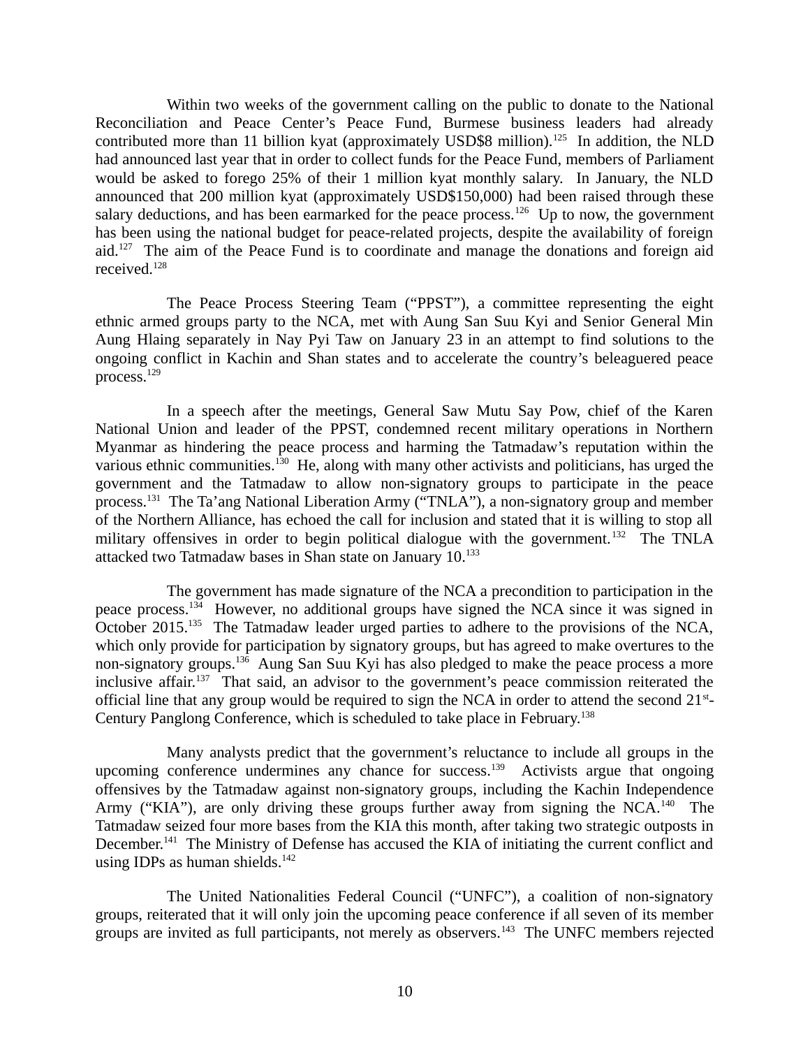Within two weeks of the government calling on the public to donate to the National Reconciliation and Peace Center's Peace Fund, Burmese business leaders had already contributed more than 11 billion kyat (approximately USD$8 million).[125] In addition, the NLD had announced last year that in order to collect funds for the Peace Fund, members of Parliament would be asked to forego 25% of their 1 million kyat monthly salary. In January, the NLD announced that 200 million kyat (approximately USD$150,000) had been raised through these salary deductions, and has been earmarked for the peace process.[126] Up to now, the government has been using the national budget for peace-related projects, despite the availability of foreign aid.[127] The aim of the Peace Fund is to coordinate and manage the donations and foreign aid received.[128]

The Peace Process Steering Team ("PPST"), a committee representing the eight ethnic armed groups party to the NCA, met with Aung San Suu Kyi and Senior General Min Aung Hlaing separately in Nay Pyi Taw on January 23 in an attempt to find solutions to the ongoing conflict in Kachin and Shan states and to accelerate the country's beleaguered peace process.[129]

In a speech after the meetings, General Saw Mutu Say Pow, chief of the Karen National Union and leader of the PPST, condemned recent military operations in Northern Myanmar as hindering the peace process and harming the Tatmadaw's reputation within the various ethnic communities.[130] He, along with many other activists and politicians, has urged the government and the Tatmadaw to allow non-signatory groups to participate in the peace process.[131] The Ta'ang National Liberation Army ("TNLA"), a non-signatory group and member of the Northern Alliance, has echoed the call for inclusion and stated that it is willing to stop all military offensives in order to begin political dialogue with the government.[132] The TNLA attacked two Tatmadaw bases in Shan state on January 10.[133]

The government has made signature of the NCA a precondition to participation in the peace process.[134] However, no additional groups have signed the NCA since it was signed in October 2015.[135] The Tatmadaw leader urged parties to adhere to the provisions of the NCA, which only provide for participation by signatory groups, but has agreed to make overtures to the non-signatory groups.[136] Aung San Suu Kyi has also pledged to make the peace process a more inclusive affair.[137] That said, an advisor to the government's peace commission reiterated the official line that any group would be required to sign the NCA in order to attend the second 21st-Century Panglong Conference, which is scheduled to take place in February.[138]

Many analysts predict that the government's reluctance to include all groups in the upcoming conference undermines any chance for success.[139] Activists argue that ongoing offensives by the Tatmadaw against non-signatory groups, including the Kachin Independence Army ("KIA"), are only driving these groups further away from signing the NCA.[140] The Tatmadaw seized four more bases from the KIA this month, after taking two strategic outposts in December.[141] The Ministry of Defense has accused the KIA of initiating the current conflict and using IDPs as human shields.[142]

The United Nationalities Federal Council ("UNFC"), a coalition of non-signatory groups, reiterated that it will only join the upcoming peace conference if all seven of its member groups are invited as full participants, not merely as observers.[143] The UNFC members rejected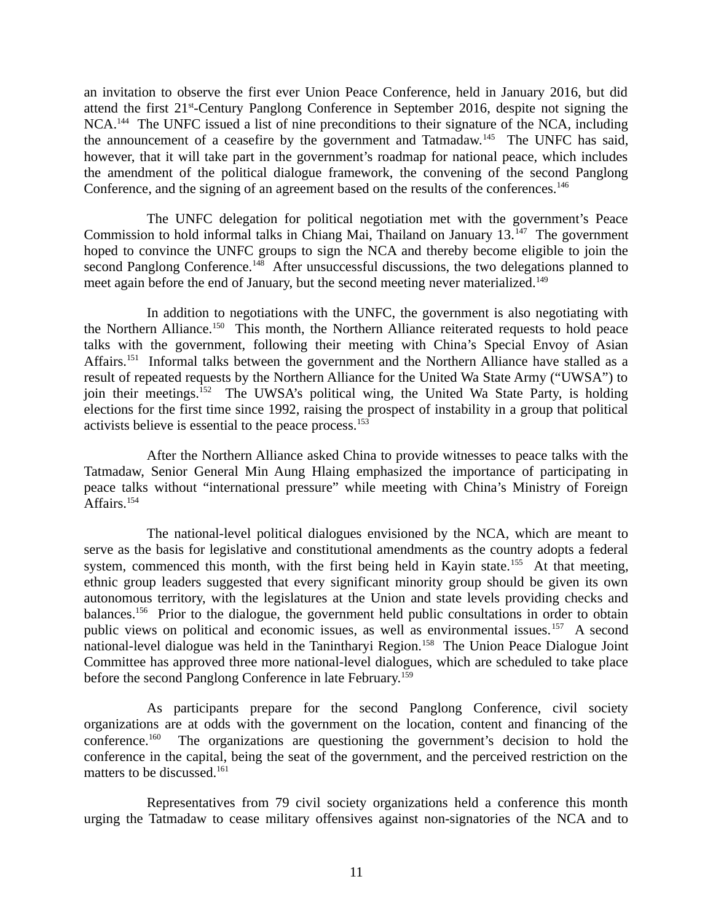an invitation to observe the first ever Union Peace Conference, held in January 2016, but did attend the first 21st-Century Panglong Conference in September 2016, despite not signing the NCA.[144] The UNFC issued a list of nine preconditions to their signature of the NCA, including the announcement of a ceasefire by the government and Tatmadaw.[145] The UNFC has said, however, that it will take part in the government's roadmap for national peace, which includes the amendment of the political dialogue framework, the convening of the second Panglong Conference, and the signing of an agreement based on the results of the conferences.[146]

The UNFC delegation for political negotiation met with the government's Peace Commission to hold informal talks in Chiang Mai, Thailand on January 13.[147] The government hoped to convince the UNFC groups to sign the NCA and thereby become eligible to join the second Panglong Conference.[148] After unsuccessful discussions, the two delegations planned to meet again before the end of January, but the second meeting never materialized.[149]

In addition to negotiations with the UNFC, the government is also negotiating with the Northern Alliance.[150] This month, the Northern Alliance reiterated requests to hold peace talks with the government, following their meeting with China's Special Envoy of Asian Affairs.[151] Informal talks between the government and the Northern Alliance have stalled as a result of repeated requests by the Northern Alliance for the United Wa State Army ("UWSA") to join their meetings.[152] The UWSA's political wing, the United Wa State Party, is holding elections for the first time since 1992, raising the prospect of instability in a group that political activists believe is essential to the peace process.[153]

After the Northern Alliance asked China to provide witnesses to peace talks with the Tatmadaw, Senior General Min Aung Hlaing emphasized the importance of participating in peace talks without "international pressure" while meeting with China's Ministry of Foreign Affairs.[154]

The national-level political dialogues envisioned by the NCA, which are meant to serve as the basis for legislative and constitutional amendments as the country adopts a federal system, commenced this month, with the first being held in Kayin state.[155] At that meeting, ethnic group leaders suggested that every significant minority group should be given its own autonomous territory, with the legislatures at the Union and state levels providing checks and balances.[156] Prior to the dialogue, the government held public consultations in order to obtain public views on political and economic issues, as well as environmental issues.[157] A second national-level dialogue was held in the Tanintharyi Region.[158] The Union Peace Dialogue Joint Committee has approved three more national-level dialogues, which are scheduled to take place before the second Panglong Conference in late February.[159]

As participants prepare for the second Panglong Conference, civil society organizations are at odds with the government on the location, content and financing of the conference.[160] The organizations are questioning the government's decision to hold the conference in the capital, being the seat of the government, and the perceived restriction on the matters to be discussed.[161]

Representatives from 79 civil society organizations held a conference this month urging the Tatmadaw to cease military offensives against non-signatories of the NCA and to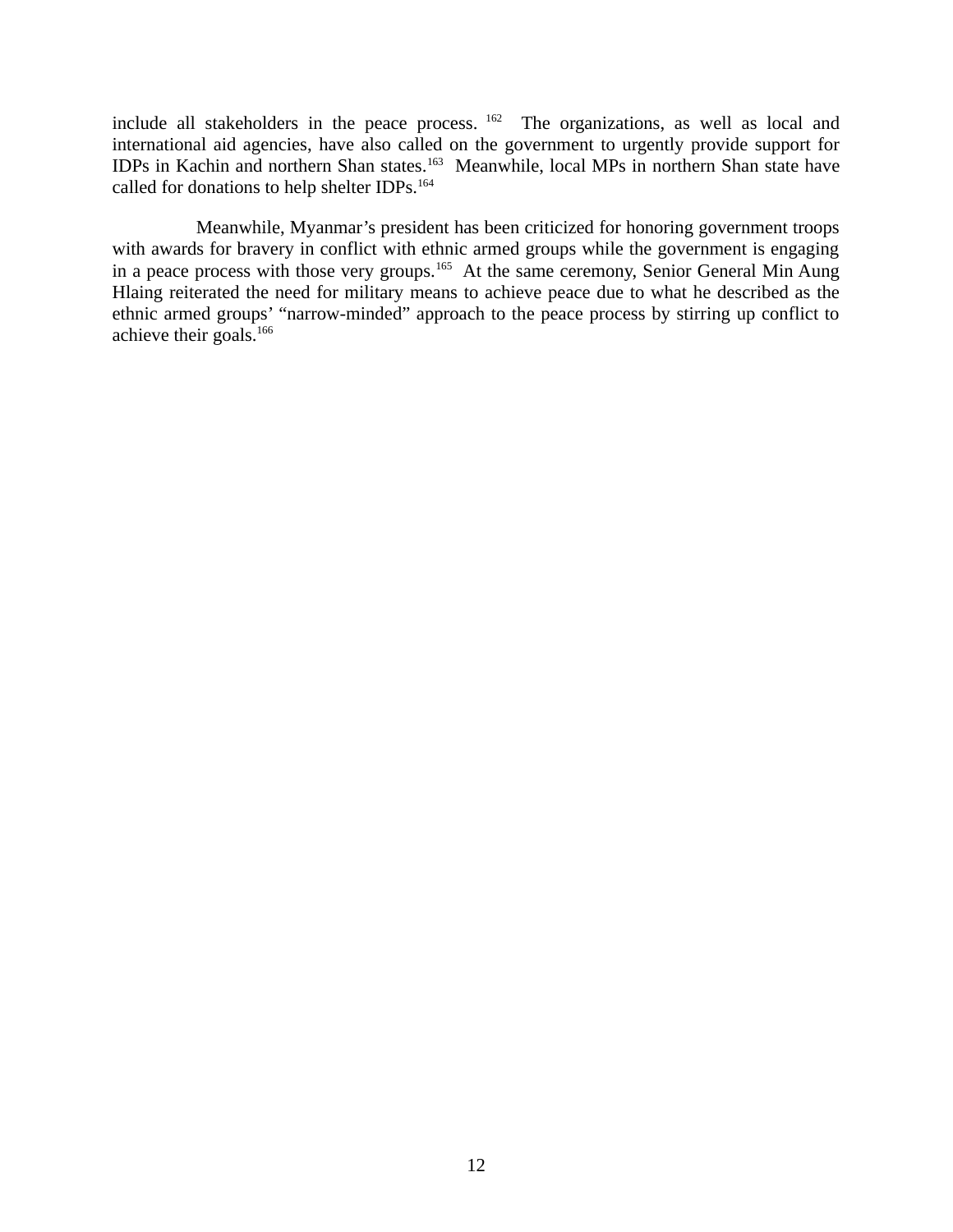include all stakeholders in the peace process.[162] The organizations, as well as local and international aid agencies, have also called on the government to urgently provide support for IDPs in Kachin and northern Shan states.[163] Meanwhile, local MPs in northern Shan state have called for donations to help shelter IDPs.[164]

Meanwhile, Myanmar's president has been criticized for honoring government troops with awards for bravery in conflict with ethnic armed groups while the government is engaging in a peace process with those very groups.[165] At the same ceremony, Senior General Min Aung Hlaing reiterated the need for military means to achieve peace due to what he described as the ethnic armed groups' "narrow-minded" approach to the peace process by stirring up conflict to achieve their goals.[166]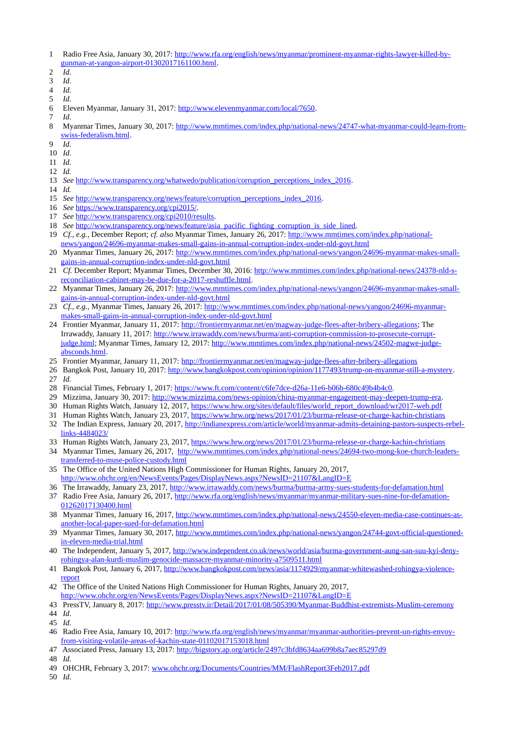1 Radio Free Asia, January 30, 2017: http://www.rfa.org/english/news/myanmar/prominent-myanmar-rights-lawyer-killed-by-gunman-at-yangon-airport-01302017161100.html.

2 *Id*.

3 *Id*.

4 *Id*.

5 *Id*.

6 Eleven Myanmar, January 31, 2017: http://www.elevenmyanmar.com/local/7650.

7 *Id*.

8 Myanmar Times, January 30, 2017: http://www.mmtimes.com/index.php/national-news/24747-what-myanmar-could-learn-from-swiss-federalism.html.

9 *Id*.

10 *Id*.

11 *Id*.

12 *Id*.

13 *See* http://www.transparency.org/whatwedo/publication/corruption_perceptions_index_2016.

14 *Id.*

15 *See* http://www.transparency.org/news/feature/corruption_perceptions_index_2016.

16 *See* https://www.transparency.org/cpi2015/.

17 *See* http://www.transparency.org/cpi2010/results.

18 *See* http://www.transparency.org/news/feature/asia_pacific_fighting_corruption_is_side_lined.

19 *Cf.*, *e.g.*, December Report; *cf. also* Myanmar Times, January 26, 2017: http://www.mmtimes.com/index.php/national-news/yangon/24696-myanmar-makes-small-gains-in-annual-corruption-index-under-nld-govt.html

20 Myanmar Times, January 26, 2017: http://www.mmtimes.com/index.php/national-news/yangon/24696-myanmar-makes-small-gains-in-annual-corruption-index-under-nld-govt.html

21 *Cf.* December Report; Myanmar Times, December 30, 2016: http://www.mmtimes.com/index.php/national-news/24378-nld-s-reconciliation-cabinet-may-be-due-for-a-2017-reshuffle.html.

22 Myanmar Times, January 26, 2017: http://www.mmtimes.com/index.php/national-news/yangon/24696-myanmar-makes-small-gains-in-annual-corruption-index-under-nld-govt.html

23 *Cf.*, *e.g.*, Myanmar Times, January 26, 2017: http://www.mmtimes.com/index.php/national-news/yangon/24696-myanmar-makes-small-gains-in-annual-corruption-index-under-nld-govt.html

24 Frontier Myanmar, January 11, 2017: http://frontiermyanmar.net/en/magway-judge-flees-after-bribery-allegations; The Irrawaddy, January 11, 2017: http://www.irrawaddy.com/news/burma/anti-corruption-commission-to-prosecute-corrupt-judge.html; Myanmar Times, January 12, 2017: http://www.mmtimes.com/index.php/national-news/24502-magwe-judge-absconds.html.

25 Frontier Myanmar, January 11, 2017: http://frontiermyanmar.net/en/magway-judge-flees-after-bribery-allegations

26 Bangkok Post, January 10, 2017: http://www.bangkokpost.com/opinion/opinion/1177493/trump-on-myanmar-still-a-mystery.

27 *Id.*

28 Financial Times, February 1, 2017: https://www.ft.com/content/c6fe7dce-d26a-11e6-b06b-680c49b4b4c0.

29 Mizzima, January 30, 2017: http://www.mizzima.com/news-opinion/china-myanmar-engagement-may-deepen-trump-era.

30 Human Rights Watch, January 12, 2017, https://www.hrw.org/sites/default/files/world_report_download/wr2017-web.pdf

31 Human Rights Watch, January 23, 2017, https://www.hrw.org/news/2017/01/23/burma-release-or-charge-kachin-christians

32 The Indian Express, January 20, 2017, http://indianexpress.com/article/world/myanmar-admits-detaining-pastors-suspects-rebel-links-4484023/

33 Human Rights Watch, January 23, 2017, https://www.hrw.org/news/2017/01/23/burma-release-or-charge-kachin-christians

34 Myanmar Times, January 26, 2017, http://www.mmtimes.com/index.php/national-news/24694-two-mong-koe-church-leaders-transferred-to-muse-police-custody.html

35 The Office of the United Nations High Commissioner for Human Rights, January 20, 2017, http://www.ohchr.org/en/NewsEvents/Pages/DisplayNews.aspx?NewsID=21107&LangID=E

36 The Irrawaddy, January 23, 2017, http://www.irrawaddy.com/news/burma/burma-army-sues-students-for-defamation.html

37 Radio Free Asia, January 26, 2017, http://www.rfa.org/english/news/myanmar/myanmar-military-sues-nine-for-defamation-01262017130400.html

38 Myanmar Times, January 16, 2017, http://www.mmtimes.com/index.php/national-news/24550-eleven-media-case-continues-as-another-local-paper-sued-for-defamation.html

39 Myanmar Times, January 30, 2017, http://www.mmtimes.com/index.php/national-news/yangon/24744-govt-official-questioned-in-eleven-media-trial.html

40 The Independent, January 5, 2017, http://www.independent.co.uk/news/world/asia/burma-government-aung-san-suu-kyi-deny-rohingya-alan-kurdi-muslim-genocide-massacre-myanmar-minority-a7509511.html

41 Bangkok Post, January 6, 2017, http://www.bangkokpost.com/news/asia/1174929/myanmar-whitewashed-rohingya-violence-report

42 The Office of the United Nations High Commissioner for Human Rights, January 20, 2017, http://www.ohchr.org/en/NewsEvents/Pages/DisplayNews.aspx?NewsID=21107&LangID=E

43 PressTV, January 8, 2017: http://www.presstv.ir/Detail/2017/01/08/505390/Myanmar-Buddhist-extremists-Muslim-ceremony

44 *Id*.

45 *Id*.

46 Radio Free Asia, January 10, 2017: http://www.rfa.org/english/news/myanmar/myanmar-authorities-prevent-un-rights-envoy-from-visiting-volatile-areas-of-kachin-state-01102017153018.html

47 Associated Press, January 13, 2017: http://bigstory.ap.org/article/2497c3bfd8634aa699b8a7aec85297d9

48 *Id*.

49 OHCHR, February 3, 2017: www.ohchr.org/Documents/Countries/MM/FlashReport3Feb2017.pdf

50 *Id*.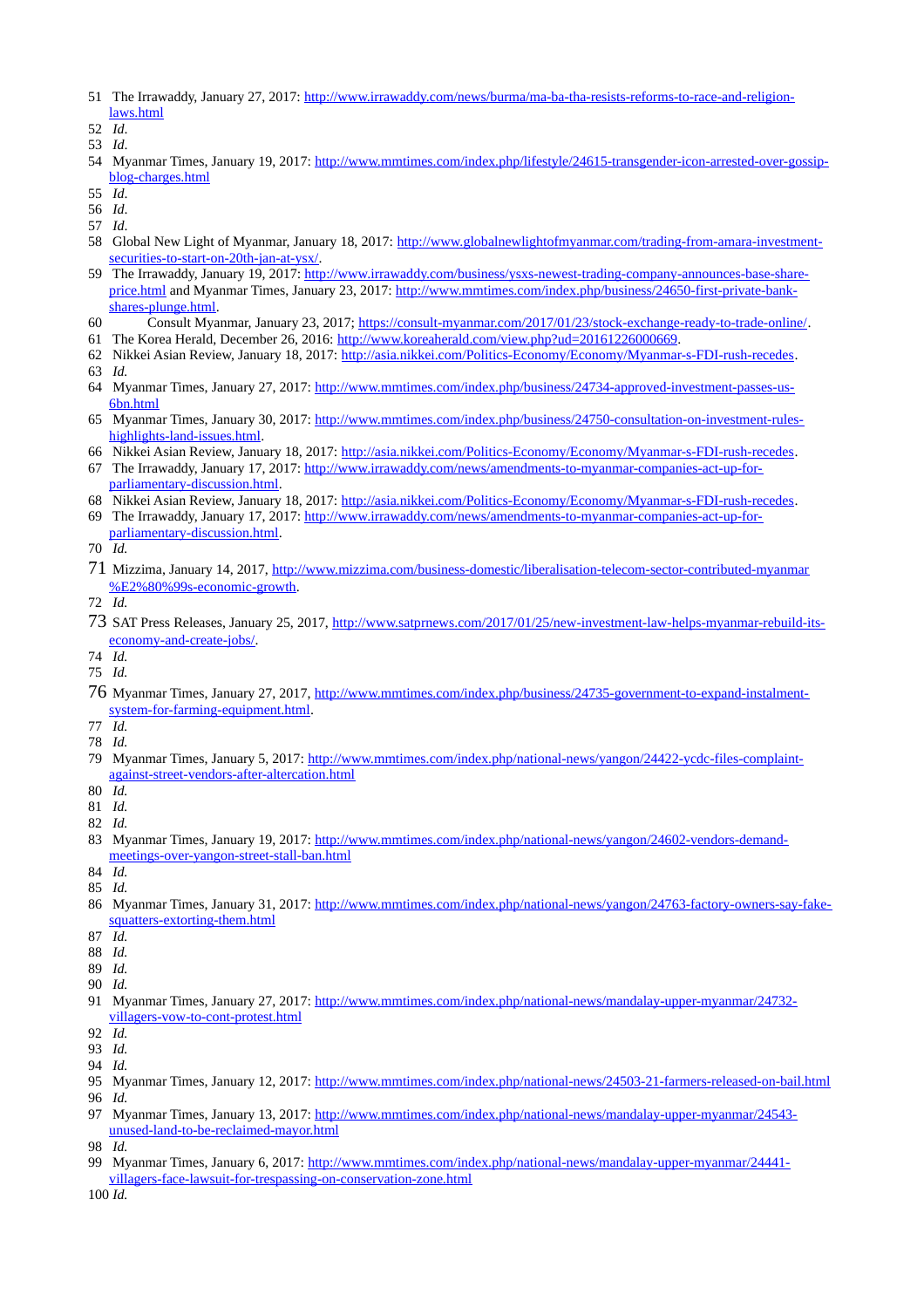51 The Irrawaddy, January 27, 2017: http://www.irrawaddy.com/news/burma/ma-ba-tha-resists-reforms-to-race-and-religion-laws.html

52 *Id*.

53 *Id*.

54 Myanmar Times, January 19, 2017: http://www.mmtimes.com/index.php/lifestyle/24615-transgender-icon-arrested-over-gossip-blog-charges.html

55 *Id*.

56 *Id*.

57 *Id*.

58 Global New Light of Myanmar, January 18, 2017: http://www.globalnewlightofmyanmar.com/trading-from-amara-investment-securities-to-start-on-20th-jan-at-ysx/.

59 The Irrawaddy, January 19, 2017: http://www.irrawaddy.com/business/ysxs-newest-trading-company-announces-base-share-price.html and Myanmar Times, January 23, 2017: http://www.mmtimes.com/index.php/business/24650-first-private-bank-shares-plunge.html.

60 Consult Myanmar, January 23, 2017; https://consult-myanmar.com/2017/01/23/stock-exchange-ready-to-trade-online/.

61 The Korea Herald, December 26, 2016: http://www.koreaherald.com/view.php?ud=20161226000669.

62 Nikkei Asian Review, January 18, 2017: http://asia.nikkei.com/Politics-Economy/Economy/Myanmar-s-FDI-rush-recedes.

63 *Id*.

64 Myanmar Times, January 27, 2017: http://www.mmtimes.com/index.php/business/24734-approved-investment-passes-us-6bn.html

65 Myanmar Times, January 30, 2017: http://www.mmtimes.com/index.php/business/24750-consultation-on-investment-rules-highlights-land-issues.html.

66 Nikkei Asian Review, January 18, 2017: http://asia.nikkei.com/Politics-Economy/Economy/Myanmar-s-FDI-rush-recedes.

67 The Irrawaddy, January 17, 2017: http://www.irrawaddy.com/news/amendments-to-myanmar-companies-act-up-for-parliamentary-discussion.html.

68 Nikkei Asian Review, January 18, 2017: http://asia.nikkei.com/Politics-Economy/Economy/Myanmar-s-FDI-rush-recedes.

69 The Irrawaddy, January 17, 2017: http://www.irrawaddy.com/news/amendments-to-myanmar-companies-act-up-for-parliamentary-discussion.html.

70 *Id.*

71 Mizzima, January 14, 2017, http://www.mizzima.com/business-domestic/liberalisation-telecom-sector-contributed-myanmar%E2%80%99s-economic-growth.

72 *Id.*

73 SAT Press Releases, January 25, 2017, http://www.satprnews.com/2017/01/25/new-investment-law-helps-myanmar-rebuild-its-economy-and-create-jobs/.

74 *Id.*

75 *Id.*

76 Myanmar Times, January 27, 2017, http://www.mmtimes.com/index.php/business/24735-government-to-expand-instalment-system-for-farming-equipment.html.

77 *Id.*

78 *Id.*

79 Myanmar Times, January 5, 2017: http://www.mmtimes.com/index.php/national-news/yangon/24422-ycdc-files-complaint-against-street-vendors-after-altercation.html

80 *Id.*

81 *Id.*

82 *Id.*

83 Myanmar Times, January 19, 2017: http://www.mmtimes.com/index.php/national-news/yangon/24602-vendors-demand-meetings-over-yangon-street-stall-ban.html

84 *Id.*

85 *Id.*

86 Myanmar Times, January 31, 2017: http://www.mmtimes.com/index.php/national-news/yangon/24763-factory-owners-say-fake-squatters-extorting-them.html

87 *Id.*

88 *Id.*

89 *Id.*

90 *Id.*

91 Myanmar Times, January 27, 2017: http://www.mmtimes.com/index.php/national-news/mandalay-upper-myanmar/24732-villagers-vow-to-cont-protest.html

92 *Id.*

93 *Id.*

94 *Id.*

95 Myanmar Times, January 12, 2017: http://www.mmtimes.com/index.php/national-news/24503-21-farmers-released-on-bail.html

96 *Id.*

97 Myanmar Times, January 13, 2017: http://www.mmtimes.com/index.php/national-news/mandalay-upper-myanmar/24543-unused-land-to-be-reclaimed-mayor.html

98 *Id.*

99 Myanmar Times, January 6, 2017: http://www.mmtimes.com/index.php/national-news/mandalay-upper-myanmar/24441-villagers-face-lawsuit-for-trespassing-on-conservation-zone.html

100 *Id.*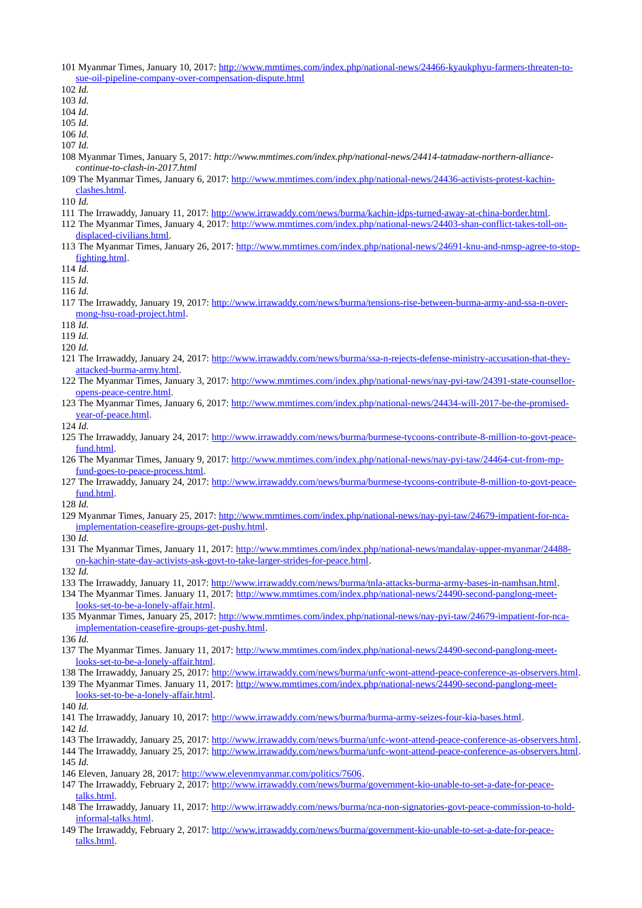101 Myanmar Times, January 10, 2017: http://www.mmtimes.com/index.php/national-news/24466-kyaukphyu-farmers-threaten-to-sue-oil-pipeline-company-over-compensation-dispute.html

102 *Id.*

103 *Id.*

104 *Id.*

105 *Id.*

106 *Id.*

107 *Id.*

108 Myanmar Times, January 5, 2017: *http://www.mmtimes.com/index.php/national-news/24414-tatmadaw-northern-alliance-continue-to-clash-in-2017.html*

109 The Myanmar Times, January 6, 2017: http://www.mmtimes.com/index.php/national-news/24436-activists-protest-kachin-clashes.html.

110 *Id.*

111 The Irrawaddy, January 11, 2017: http://www.irrawaddy.com/news/burma/kachin-idps-turned-away-at-china-border.html.

112 The Myanmar Times, January 4, 2017: http://www.mmtimes.com/index.php/national-news/24403-shan-conflict-takes-toll-on-displaced-civilians.html.

113 The Myanmar Times, January 26, 2017: http://www.mmtimes.com/index.php/national-news/24691-knu-and-nmsp-agree-to-stop-fighting.html.

114 *Id.*

115 *Id.*

116 *Id.*

117 The Irrawaddy, January 19, 2017: http://www.irrawaddy.com/news/burma/tensions-rise-between-burma-army-and-ssa-n-over-mong-hsu-road-project.html.

118 *Id.*

119 *Id.*

120 *Id.*

121 The Irrawaddy, January 24, 2017: http://www.irrawaddy.com/news/burma/ssa-n-rejects-defense-ministry-accusation-that-they-attacked-burma-army.html.

122 The Myanmar Times, January 3, 2017: http://www.mmtimes.com/index.php/national-news/nay-pyi-taw/24391-state-counsellor-opens-peace-centre.html.

123 The Myanmar Times, January 6, 2017: http://www.mmtimes.com/index.php/national-news/24434-will-2017-be-the-promised-year-of-peace.html.

124 *Id.*

125 The Irrawaddy, January 24, 2017: http://www.irrawaddy.com/news/burma/burmese-tycoons-contribute-8-million-to-govt-peace-fund.html.

126 The Myanmar Times, January 9, 2017: http://www.mmtimes.com/index.php/national-news/nay-pyi-taw/24464-cut-from-mp-fund-goes-to-peace-process.html.

127 The Irrawaddy, January 24, 2017: http://www.irrawaddy.com/news/burma/burmese-tycoons-contribute-8-million-to-govt-peace-fund.html.

128 *Id.*

129 Myanmar Times, January 25, 2017: http://www.mmtimes.com/index.php/national-news/nay-pyi-taw/24679-impatient-for-nca-implementation-ceasefire-groups-get-pushy.html.

130 *Id.*

131 The Myanmar Times, January 11, 2017: http://www.mmtimes.com/index.php/national-news/mandalay-upper-myanmar/24488-on-kachin-state-day-activists-ask-govt-to-take-larger-strides-for-peace.html.

132 *Id.*

133 The Irrawaddy, January 11, 2017: http://www.irrawaddy.com/news/burma/tnla-attacks-burma-army-bases-in-namhsan.html.

134 The Myanmar Times. January 11, 2017: http://www.mmtimes.com/index.php/national-news/24490-second-panglong-meet-looks-set-to-be-a-lonely-affair.html.

135 Myanmar Times, January 25, 2017: http://www.mmtimes.com/index.php/national-news/nay-pyi-taw/24679-impatient-for-nca-implementation-ceasefire-groups-get-pushy.html.

136 *Id.*

137 The Myanmar Times. January 11, 2017: http://www.mmtimes.com/index.php/national-news/24490-second-panglong-meet-looks-set-to-be-a-lonely-affair.html.

138 The Irrawaddy, January 25, 2017: http://www.irrawaddy.com/news/burma/unfc-wont-attend-peace-conference-as-observers.html.

139 The Myanmar Times. January 11, 2017: http://www.mmtimes.com/index.php/national-news/24490-second-panglong-meet-looks-set-to-be-a-lonely-affair.html.

140 *Id.*

141 The Irrawaddy, January 10, 2017: http://www.irrawaddy.com/news/burma/burma-army-seizes-four-kia-bases.html.

142 *Id.*

143 The Irrawaddy, January 25, 2017: http://www.irrawaddy.com/news/burma/unfc-wont-attend-peace-conference-as-observers.html.

144 The Irrawaddy, January 25, 2017: http://www.irrawaddy.com/news/burma/unfc-wont-attend-peace-conference-as-observers.html.

145 *Id.*

146 Eleven, January 28, 2017: http://www.elevenmyanmar.com/politics/7606.

147 The Irrawaddy, February 2, 2017: http://www.irrawaddy.com/news/burma/government-kio-unable-to-set-a-date-for-peace-talks.html.

148 The Irrawaddy, January 11, 2017: http://www.irrawaddy.com/news/burma/nca-non-signatories-govt-peace-commission-to-hold-informal-talks.html.

149 The Irrawaddy, February 2, 2017: http://www.irrawaddy.com/news/burma/government-kio-unable-to-set-a-date-for-peace-talks.html.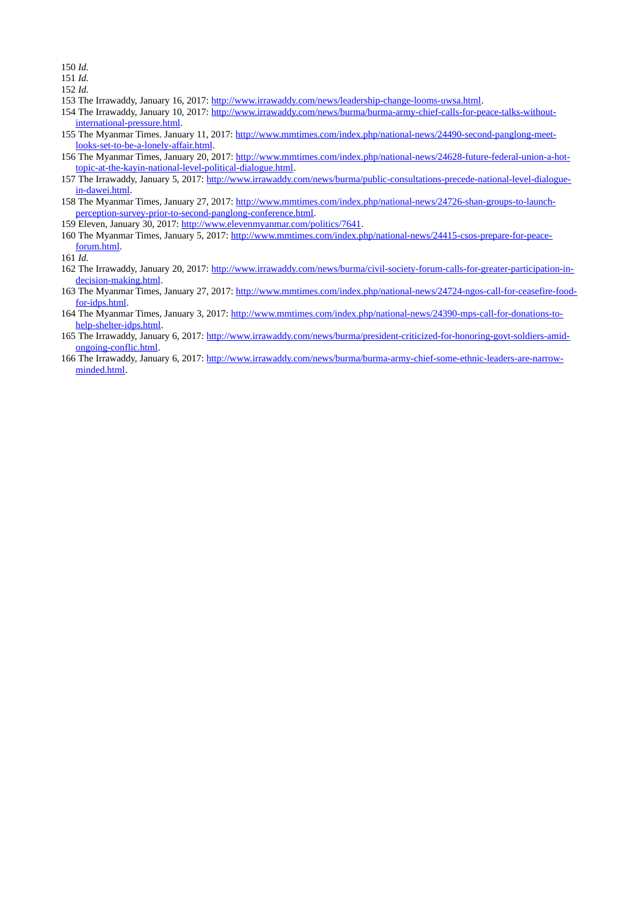150 *Id.*

151 *Id.*

152 *Id.*

153 The Irrawaddy, January 16, 2017: http://www.irrawaddy.com/news/leadership-change-looms-uwsa.html.

154 The Irrawaddy, January 10, 2017: http://www.irrawaddy.com/news/burma/burma-army-chief-calls-for-peace-talks-without-international-pressure.html.

155 The Myanmar Times. January 11, 2017: http://www.mmtimes.com/index.php/national-news/24490-second-panglong-meet-looks-set-to-be-a-lonely-affair.html.

156 The Myanmar Times, January 20, 2017: http://www.mmtimes.com/index.php/national-news/24628-future-federal-union-a-hot-topic-at-the-kayin-national-level-political-dialogue.html.

157 The Irrawaddy, January 5, 2017: http://www.irrawaddy.com/news/burma/public-consultations-precede-national-level-dialogue-in-dawei.html.

158 The Myanmar Times, January 27, 2017: http://www.mmtimes.com/index.php/national-news/24726-shan-groups-to-launch-perception-survey-prior-to-second-panglong-conference.html.

159 Eleven, January 30, 2017: http://www.elevenmyanmar.com/politics/7641.

160 The Myanmar Times, January 5, 2017: http://www.mmtimes.com/index.php/national-news/24415-csos-prepare-for-peace-forum.html.

161 *Id.*

162 The Irrawaddy, January 20, 2017: http://www.irrawaddy.com/news/burma/civil-society-forum-calls-for-greater-participation-in-decision-making.html.

163 The Myanmar Times, January 27, 2017: http://www.mmtimes.com/index.php/national-news/24724-ngos-call-for-ceasefire-food-for-idps.html.

164 The Myanmar Times, January 3, 2017: http://www.mmtimes.com/index.php/national-news/24390-mps-call-for-donations-to-help-shelter-idps.html.

165 The Irrawaddy, January 6, 2017: http://www.irrawaddy.com/news/burma/president-criticized-for-honoring-govt-soldiers-amid-ongoing-conflic.html.

166 The Irrawaddy, January 6, 2017: http://www.irrawaddy.com/news/burma/burma-army-chief-some-ethnic-leaders-are-narrow-minded.html.